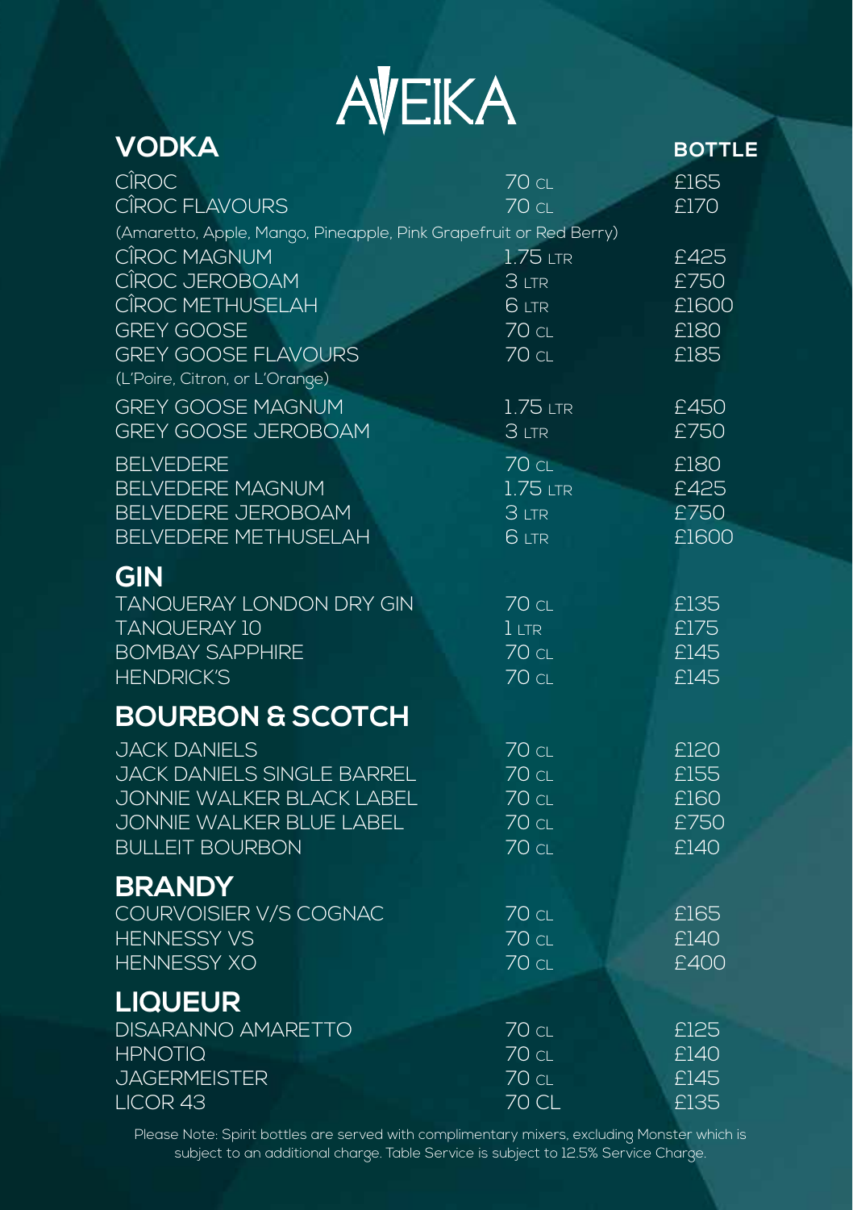# AVEIKA

## VODKA

| | | BOTTLE |
|---|---|---|
| CÎROC | 70 CL | £165 |
| CÎROC FLAVOURS | 70 CL | £170 |
| (Amaretto, Apple, Mango, Pineapple, Pink Grapefruit or Red Berry) | | |
| CÎROC MAGNUM | 1.75 LTR | £425 |
| CÎROC JEROBOAM | 3 LTR | £750 |
| CÎROC METHUSELAH | 6 LTR | £1600 |
| GREY GOOSE | 70 CL | £180 |
| GREY GOOSE FLAVOURS | 70 CL | £185 |
| (L'Poire, Citron, or L'Orange) | | |
| GREY GOOSE MAGNUM | 1.75 LTR | £450 |
| GREY GOOSE JEROBOAM | 3 LTR | £750 |
| BELVEDERE | 70 CL | £180 |
| BELVEDERE MAGNUM | 1.75 LTR | £425 |
| BELVEDERE JEROBOAM | 3 LTR | £750 |
| BELVEDERE METHUSELAH | 6 LTR | £1600 |

## GIN

| | | |
|---|---|---|
| TANQUERAY LONDON DRY GIN | 70 CL | £135 |
| TANQUERAY 10 | 1 LTR | £175 |
| BOMBAY SAPPHIRE | 70 CL | £145 |
| HENDRICK'S | 70 CL | £145 |

## BOURBON & SCOTCH

| | | |
|---|---|---|
| JACK DANIELS | 70 CL | £120 |
| JACK DANIELS SINGLE BARREL | 70 CL | £155 |
| JONNIE WALKER BLACK LABEL | 70 CL | £160 |
| JONNIE WALKER BLUE LABEL | 70 CL | £750 |
| BULLEIT BOURBON | 70 CL | £140 |

## BRANDY

| | | |
|---|---|---|
| COURVOISIER V/S COGNAC | 70 CL | £165 |
| HENNESSY VS | 70 CL | £140 |
| HENNESSY XO | 70 CL | £400 |

## LIQUEUR

| | | |
|---|---|---|
| DISARANNO AMARETTO | 70 CL | £125 |
| HPNOTIQ | 70 CL | £140 |
| JAGERMEISTER | 70 CL | £145 |
| LICOR 43 | 70 CL | £135 |

Please Note: Spirit bottles are served with complimentary mixers, excluding Monster which is subject to an additional charge. Table Service is subject to 12.5% Service Charge.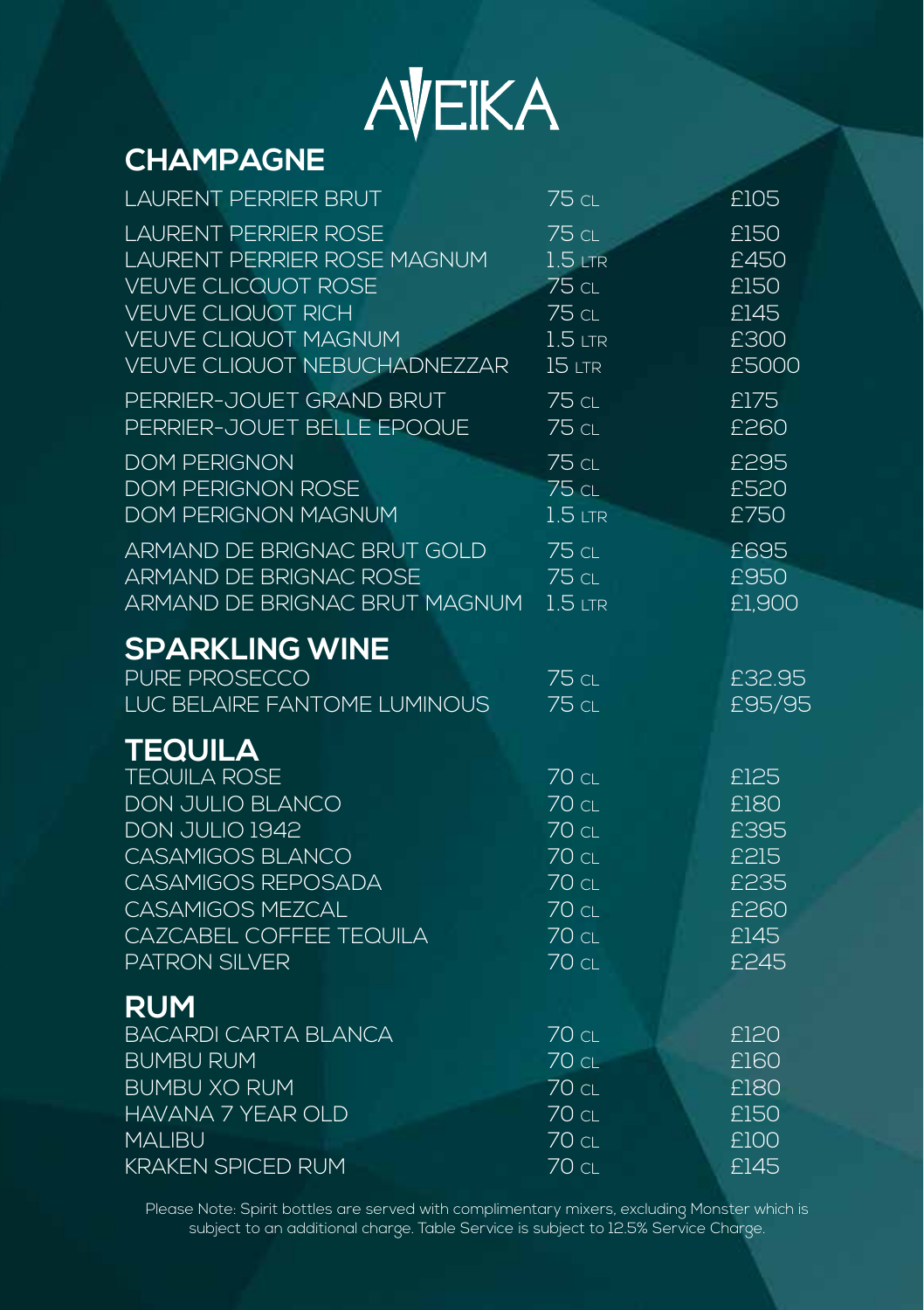# AVEIKA

## CHAMPAGNE

| | | |
|---|---|---|
| LAURENT PERRIER BRUT | 75 CL | £105 |
| LAURENT PERRIER ROSE | 75 CL | £150 |
| LAURENT PERRIER ROSE MAGNUM | 1.5 LTR | £450 |
| VEUVE CLICQUOT ROSE | 75 CL | £150 |
| VEUVE CLIQUOT RICH | 75 CL | £145 |
| VEUVE CLIQUOT MAGNUM | 1.5 LTR | £300 |
| VEUVE CLIQUOT NEBUCHADNEZZAR | 15 LTR | £5000 |
| PERRIER-JOUET GRAND BRUT | 75 CL | £175 |
| PERRIER-JOUET BELLE EPOQUE | 75 CL | £260 |
| DOM PERIGNON | 75 CL | £295 |
| DOM PERIGNON ROSE | 75 CL | £520 |
| DOM PERIGNON MAGNUM | 1.5 LTR | £750 |
| ARMAND DE BRIGNAC BRUT GOLD | 75 CL | £695 |
| ARMAND DE BRIGNAC ROSE | 75 CL | £950 |
| ARMAND DE BRIGNAC BRUT MAGNUM | 1.5 LTR | £1,900 |

## SPARKLING WINE

| | | |
|---|---|---|
| PURE PROSECCO | 75 CL | £32.95 |
| LUC BELAIRE FANTOME LUMINOUS | 75 CL | £95/95 |

## TEQUILA

| | | |
|---|---|---|
| TEQUILA ROSE | 70 CL | £125 |
| DON JULIO BLANCO | 70 CL | £180 |
| DON JULIO 1942 | 70 CL | £395 |
| CASAMIGOS BLANCO | 70 CL | £215 |
| CASAMIGOS REPOSADA | 70 CL | £235 |
| CASAMIGOS MEZCAL | 70 CL | £260 |
| CAZCABEL COFFEE TEQUILA | 70 CL | £145 |
| PATRON SILVER | 70 CL | £245 |

## RUM

| | | |
|---|---|---|
| BACARDI CARTA BLANCA | 70 CL | £120 |
| BUMBU RUM | 70 CL | £160 |
| BUMBU XO RUM | 70 CL | £180 |
| HAVANA 7 YEAR OLD | 70 CL | £150 |
| MALIBU | 70 CL | £100 |
| KRAKEN SPICED RUM | 70 CL | £145 |

Please Note: Spirit bottles are served with complimentary mixers, excluding Monster which is subject to an additional charge. Table Service is subject to 12.5% Service Charge.